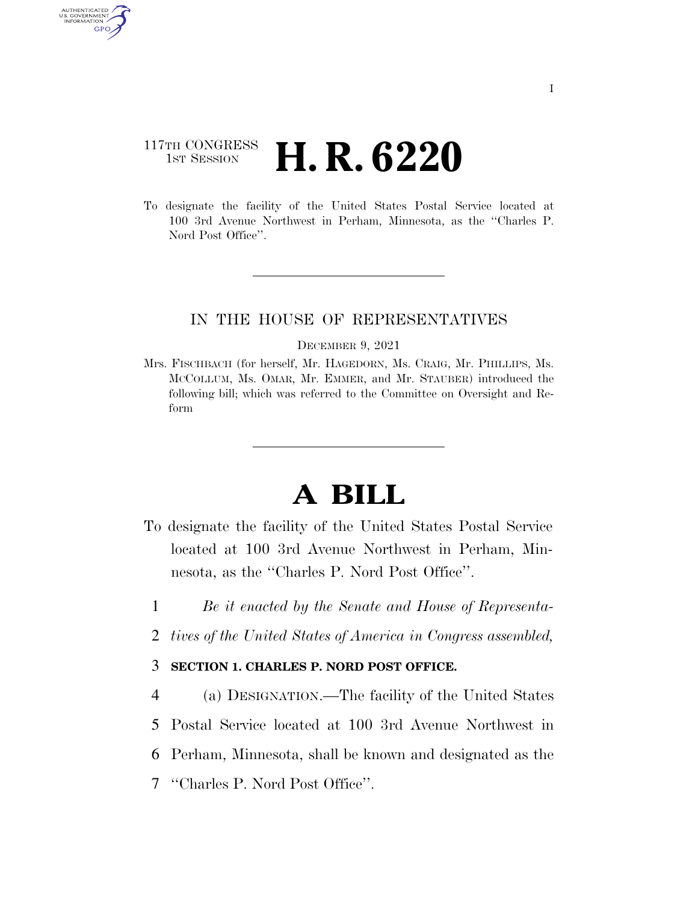117TH CONGRESS
1ST SESSION

# H. R. 6220

To designate the facility of the United States Postal Service located at 100 3rd Avenue Northwest in Perham, Minnesota, as the "Charles P. Nord Post Office".

---

IN THE HOUSE OF REPRESENTATIVES

DECEMBER 9, 2021

Mrs. FISCHBACH (for herself, Mr. HAGEDORN, Ms. CRAIG, Mr. PHILLIPS, Ms. MCCOLLUM, Ms. OMAR, Mr. EMMER, and Mr. STAUBER) introduced the following bill; which was referred to the Committee on Oversight and Reform

---

# A BILL

To designate the facility of the United States Postal Service located at 100 3rd Avenue Northwest in Perham, Minnesota, as the "Charles P. Nord Post Office".

1 *Be it enacted by the Senate and House of Representa-*
2 *tives of the United States of America in Congress assembled,*

3 **SECTION 1. CHARLES P. NORD POST OFFICE.**

4 (a) DESIGNATION.—The facility of the United States
5 Postal Service located at 100 3rd Avenue Northwest in
6 Perham, Minnesota, shall be known and designated as the
7 "Charles P. Nord Post Office".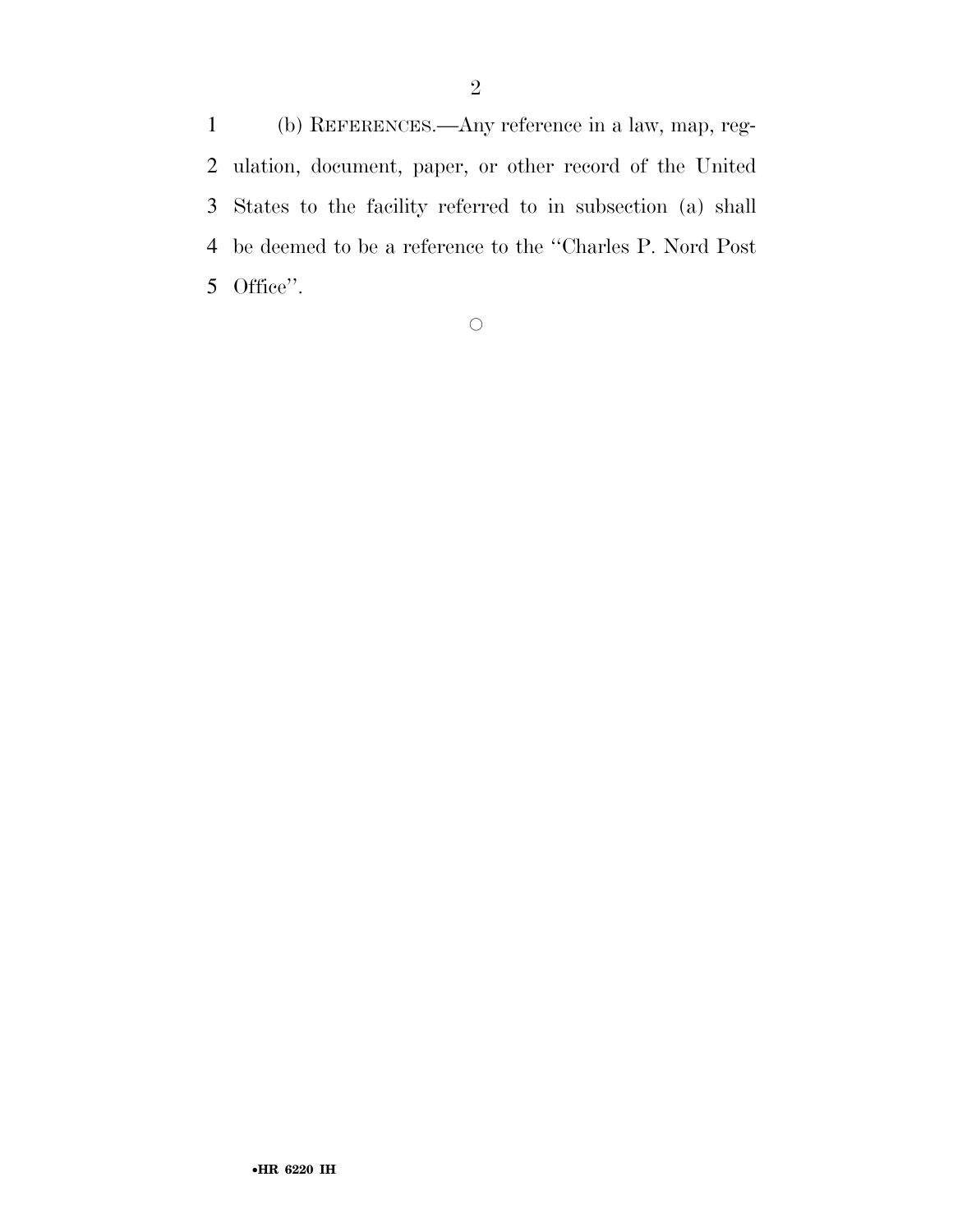(b) REFERENCES.—Any reference in a law, map, regulation, document, paper, or other record of the United States to the facility referred to in subsection (a) shall be deemed to be a reference to the "Charles P. Nord Post Office".